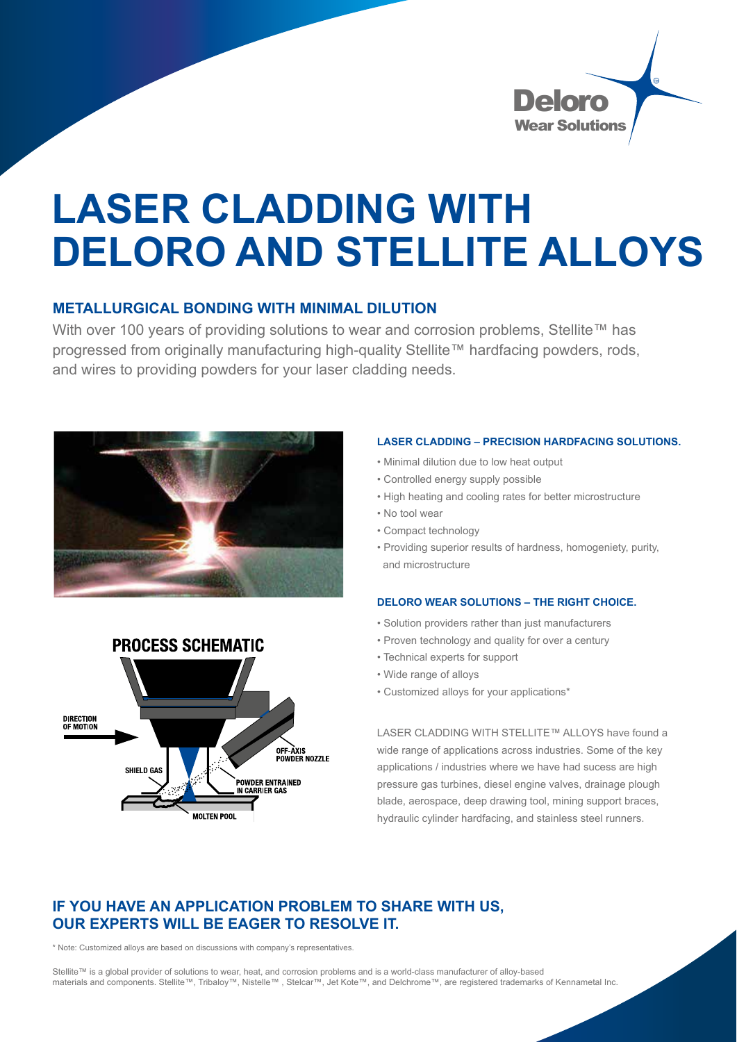# LASER CLADDING WITH DELORO AND STELLITE ALLOYS

## METALLURGICAL BONDING WITH MINIMAL DILUTION

With over 100 years of providing solutions to wear and corrosion problems, Stellite™ has progressed from originally manufacturing high-quality Stellite™ hardfacing powders, rods, and wires to providing powders for your laser cladding needs.

### LASER CLADDING – PRECISION HARDFACING SOLUTIONS.

- Minimal dilution due to low heat output
- Controlled energy supply possible
- High heating and cooling rates for better microstructure
- No tool wear
- Compact technology
- Providing superior results of hardness, homogeniety, purity, and microstructure

### DELORO WEAR SOLUTIONS – THE RIGHT CHOICE.

- Solution providers rather than just manufacturers
- Proven technology and quality for over a century
- Technical experts for support
- Wide range of alloys
- Customized alloys for your applications*

LASER CLADDING WITH STELLITE™ ALLOYS have found a wide range of applications across industries. Some of the key applications / industries where we have had sucess are high pressure gas turbines, diesel engine valves, drainage plough blade, aerospace, deep drawing tool, mining support braces, hydraulic cylinder hardfacing, and stainless steel runners.

PROCESS SCHEMATIC

DIRECTION OF MOTION

OFF-AXIS POWDER NOZZLE

SHIELD GAS

POWDER ENTRAINED IN CARRIER GAS

MOLTEN POOL

## IF YOU HAVE AN APPLICATION PROBLEM TO SHARE WITH US, OUR EXPERTS WILL BE EAGER TO RESOLVE IT.

\* Note: Customized alloys are based on discussions with company's representatives.

Stellite™ is a global provider of solutions to wear, heat, and corrosion problems and is a world-class manufacturer of alloy-based materials and components. Stellite™, Tribaloy™, Nistelle™ , Stelcar™, Jet Kote™, and Delchrome™, are registered trademarks of Kennametal Inc.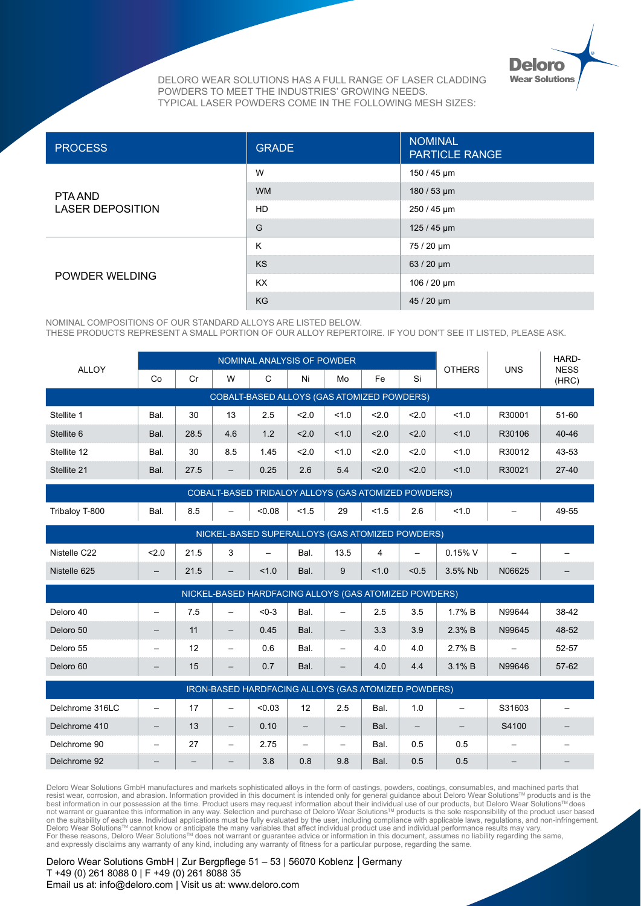Deloro Wear Solutions

DELORO WEAR SOLUTIONS HAS A FULL RANGE OF LASER CLADDING POWDERS TO MEET THE INDUSTRIES' GROWING NEEDS. TYPICAL LASER POWDERS COME IN THE FOLLOWING MESH SIZES:

| PROCESS | GRADE | NOMINAL PARTICLE RANGE |
|---|---|---|
| PTA AND LASER DEPOSITION | W | 150 / 45 µm |
| | WM | 180 / 53 µm |
| | HD | 250 / 45 µm |
| | G | 125 / 45 µm |
| POWDER WELDING | K | 75 / 20 µm |
| | KS | 63 / 20 µm |
| | KX | 106 / 20 µm |
| | KG | 45 / 20 µm |

NOMINAL COMPOSITIONS OF OUR STANDARD ALLOYS ARE LISTED BELOW.
THESE PRODUCTS REPRESENT A SMALL PORTION OF OUR ALLOY REPERTOIRE. IF YOU DON'T SEE IT LISTED, PLEASE ASK.

| ALLOY | NOMINAL ANALYSIS OF POWDER | | | | | | | | OTHERS | UNS | HARDNESS (HRC) |
|---|---|---|---|---|---|---|---|---|---|---|---|
| | Co | Cr | W | C | Ni | Mo | Fe | Si | | | |
| **COBALT-BASED ALLOYS (GAS ATOMIZED POWDERS)** | | | | | | | | | | | |
| Stellite 1 | Bal. | 30 | 13 | 2.5 | <2.0 | <1.0 | <2.0 | <2.0 | <1.0 | R30001 | 51-60 |
| Stellite 6 | Bal. | 28.5 | 4.6 | 1.2 | <2.0 | <1.0 | <2.0 | <2.0 | <1.0 | R30106 | 40-46 |
| Stellite 12 | Bal. | 30 | 8.5 | 1.45 | <2.0 | <1.0 | <2.0 | <2.0 | <1.0 | R30012 | 43-53 |
| Stellite 21 | Bal. | 27.5 | – | 0.25 | 2.6 | 5.4 | <2.0 | <2.0 | <1.0 | R30021 | 27-40 |
| **COBALT-BASED TRIDALOY ALLOYS (GAS ATOMIZED POWDERS)** | | | | | | | | | | | |
| Tribaloy T-800 | Bal. | 8.5 | – | <0.08 | <1.5 | 29 | <1.5 | 2.6 | <1.0 | – | 49-55 |
| **NICKEL-BASED SUPERALLOYS (GAS ATOMIZED POWDERS)** | | | | | | | | | | | |
| Nistelle C22 | <2.0 | 21.5 | 3 | – | Bal. | 13.5 | 4 | – | 0.15% V | – | – |
| Nistelle 625 | – | 21.5 | – | <1.0 | Bal. | 9 | <1.0 | <0.5 | 3.5% Nb | N06625 | – |
| **NICKEL-BASED HARDFACING ALLOYS (GAS ATOMIZED POWDERS)** | | | | | | | | | | | |
| Deloro 40 | – | 7.5 | – | <0-3 | Bal. | – | 2.5 | 3.5 | 1.7% B | N99644 | 38-42 |
| Deloro 50 | – | 11 | – | 0.45 | Bal. | – | 3.3 | 3.9 | 2.3% B | N99645 | 48-52 |
| Deloro 55 | – | 12 | – | 0.6 | Bal. | – | 4.0 | 4.0 | 2.7% B | – | 52-57 |
| Deloro 60 | – | 15 | – | 0.7 | Bal. | – | 4.0 | 4.4 | 3.1% B | N99646 | 57-62 |
| **IRON-BASED HARDFACING ALLOYS (GAS ATOMIZED POWDERS)** | | | | | | | | | | | |
| Delchrome 316LC | – | 17 | – | <0.03 | 12 | 2.5 | Bal. | 1.0 | – | S31603 | – |
| Delchrome 410 | – | 13 | – | 0.10 | – | – | Bal. | – | – | S4100 | – |
| Delchrome 90 | – | 27 | – | 2.75 | – | – | Bal. | 0.5 | 0.5 | – | – |
| Delchrome 92 | – | – | – | 3.8 | 0.8 | 9.8 | Bal. | 0.5 | 0.5 | – | – |

Deloro Wear Solutions GmbH manufactures and markets sophisticated alloys in the form of castings, powders, coatings, consumables, and machined parts that resist wear, corrosion, and abrasion. Information provided in this document is intended only for general guidance about Deloro Wear Solutions™ products and is the best information in our possession at the time. Product users may request information about their individual use of our products, but Deloro Wear Solutions™ does not warrant or guarantee this information in any way. Selection and purchase of Deloro Wear Solutions™ products is the sole responsibility of the product user based on the suitability of each use. Individual applications must be fully evaluated by the user, including compliance with applicable laws, regulations, and non-infringement. Deloro Wear Solutions™ cannot know or anticipate the many variables that affect individual product use and individual performance results may vary. For these reasons, Deloro Wear Solutions™ does not warrant or guarantee advice or information in this document, assumes no liability regarding the same, and expressly disclaims any warranty of any kind, including any warranty of fitness for a particular purpose, regarding the same.

Deloro Wear Solutions GmbH | Zur Bergpflege 51 – 53 | 56070 Koblenz | Germany
T +49 (0) 261 8088 0 | F +49 (0) 261 8088 35
Email us at: info@deloro.com | Visit us at: www.deloro.com